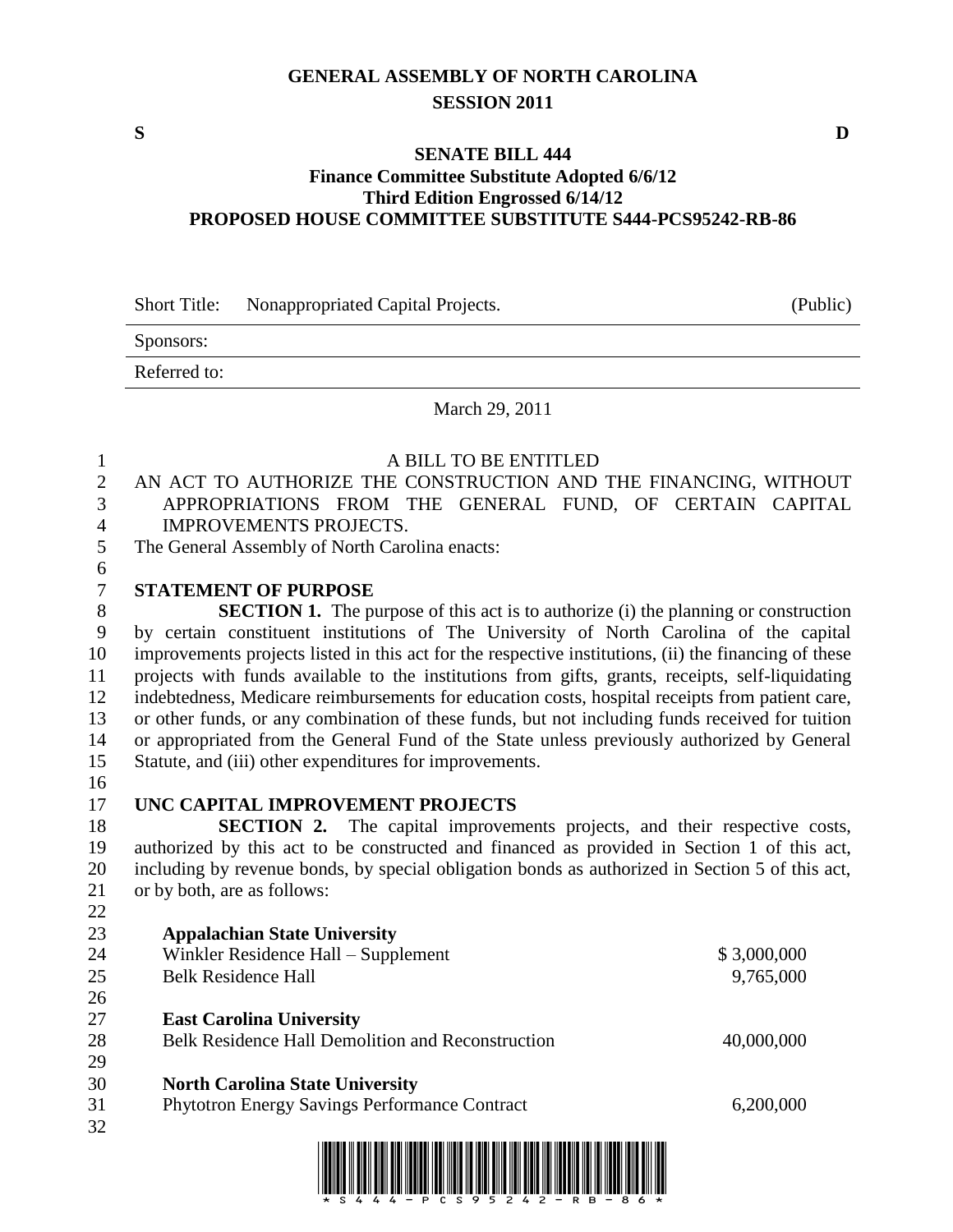**GENERAL ASSEMBLY OF NORTH CAROLINA**
**SESSION 2011**

**S** **D**

**SENATE BILL 444**
**Finance Committee Substitute Adopted 6/6/12**
**Third Edition Engrossed 6/14/12**
**PROPOSED HOUSE COMMITTEE SUBSTITUTE S444-PCS95242-RB-86**

| | | |
|---|---|---|
| Short Title: | Nonappropriated Capital Projects. | (Public) |
| Sponsors: | | |
| Referred to: | | |

March 29, 2011

A BILL TO BE ENTITLED

AN ACT TO AUTHORIZE THE CONSTRUCTION AND THE FINANCING, WITHOUT APPROPRIATIONS FROM THE GENERAL FUND, OF CERTAIN CAPITAL IMPROVEMENTS PROJECTS.

The General Assembly of North Carolina enacts:

**STATEMENT OF PURPOSE**

**SECTION 1.** The purpose of this act is to authorize (i) the planning or construction by certain constituent institutions of The University of North Carolina of the capital improvements projects listed in this act for the respective institutions, (ii) the financing of these projects with funds available to the institutions from gifts, grants, receipts, self-liquidating indebtedness, Medicare reimbursements for education costs, hospital receipts from patient care, or other funds, or any combination of these funds, but not including funds received for tuition or appropriated from the General Fund of the State unless previously authorized by General Statute, and (iii) other expenditures for improvements.

**UNC CAPITAL IMPROVEMENT PROJECTS**

**SECTION 2.** The capital improvements projects, and their respective costs, authorized by this act to be constructed and financed as provided in Section 1 of this act, including by revenue bonds, by special obligation bonds as authorized in Section 5 of this act, or by both, are as follows:

| | |
|---|---|
| **Appalachian State University** | |
| Winkler Residence Hall – Supplement | $ 3,000,000 |
| Belk Residence Hall | 9,765,000 |
| | |
| **East Carolina University** | |
| Belk Residence Hall Demolition and Reconstruction | 40,000,000 |
| | |
| **North Carolina State University** | |
| Phytotron Energy Savings Performance Contract | 6,200,000 |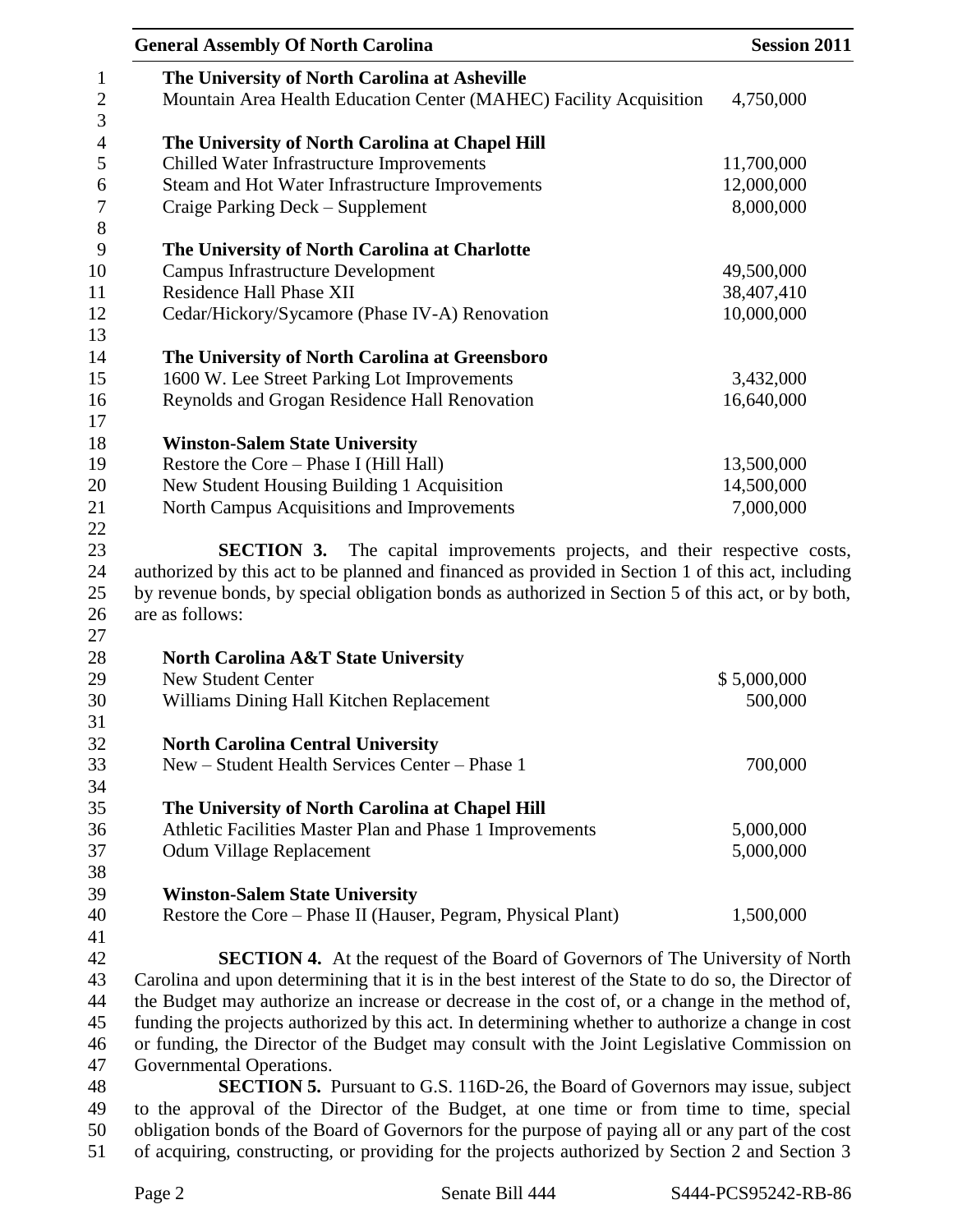**The University of North Carolina at Asheville**

| | |
|---|---|
| Mountain Area Health Education Center (MAHEC) Facility Acquisition | 4,750,000 |

**The University of North Carolina at Chapel Hill**

| | |
|---|---|
| Chilled Water Infrastructure Improvements | 11,700,000 |
| Steam and Hot Water Infrastructure Improvements | 12,000,000 |
| Craige Parking Deck – Supplement | 8,000,000 |

**The University of North Carolina at Charlotte**

| | |
|---|---|
| Campus Infrastructure Development | 49,500,000 |
| Residence Hall Phase XII | 38,407,410 |
| Cedar/Hickory/Sycamore (Phase IV-A) Renovation | 10,000,000 |

**The University of North Carolina at Greensboro**

| | |
|---|---|
| 1600 W. Lee Street Parking Lot Improvements | 3,432,000 |
| Reynolds and Grogan Residence Hall Renovation | 16,640,000 |

**Winston-Salem State University**

| | |
|---|---|
| Restore the Core – Phase I (Hill Hall) | 13,500,000 |
| New Student Housing Building 1 Acquisition | 14,500,000 |
| North Campus Acquisitions and Improvements | 7,000,000 |

**SECTION 3.** The capital improvements projects, and their respective costs, authorized by this act to be planned and financed as provided in Section 1 of this act, including by revenue bonds, by special obligation bonds as authorized in Section 5 of this act, or by both, are as follows:

**North Carolina A&T State University**

| | |
|---|---|
| New Student Center | $ 5,000,000 |
| Williams Dining Hall Kitchen Replacement | 500,000 |

**North Carolina Central University**

| | |
|---|---|
| New – Student Health Services Center – Phase 1 | 700,000 |

**The University of North Carolina at Chapel Hill**

| | |
|---|---|
| Athletic Facilities Master Plan and Phase 1 Improvements | 5,000,000 |
| Odum Village Replacement | 5,000,000 |

**Winston-Salem State University**

| | |
|---|---|
| Restore the Core – Phase II (Hauser, Pegram, Physical Plant) | 1,500,000 |

**SECTION 4.** At the request of the Board of Governors of The University of North Carolina and upon determining that it is in the best interest of the State to do so, the Director of the Budget may authorize an increase or decrease in the cost of, or a change in the method of, funding the projects authorized by this act. In determining whether to authorize a change in cost or funding, the Director of the Budget may consult with the Joint Legislative Commission on Governmental Operations.

**SECTION 5.** Pursuant to G.S. 116D-26, the Board of Governors may issue, subject to the approval of the Director of the Budget, at one time or from time to time, special obligation bonds of the Board of Governors for the purpose of paying all or any part of the cost of acquiring, constructing, or providing for the projects authorized by Section 2 and Section 3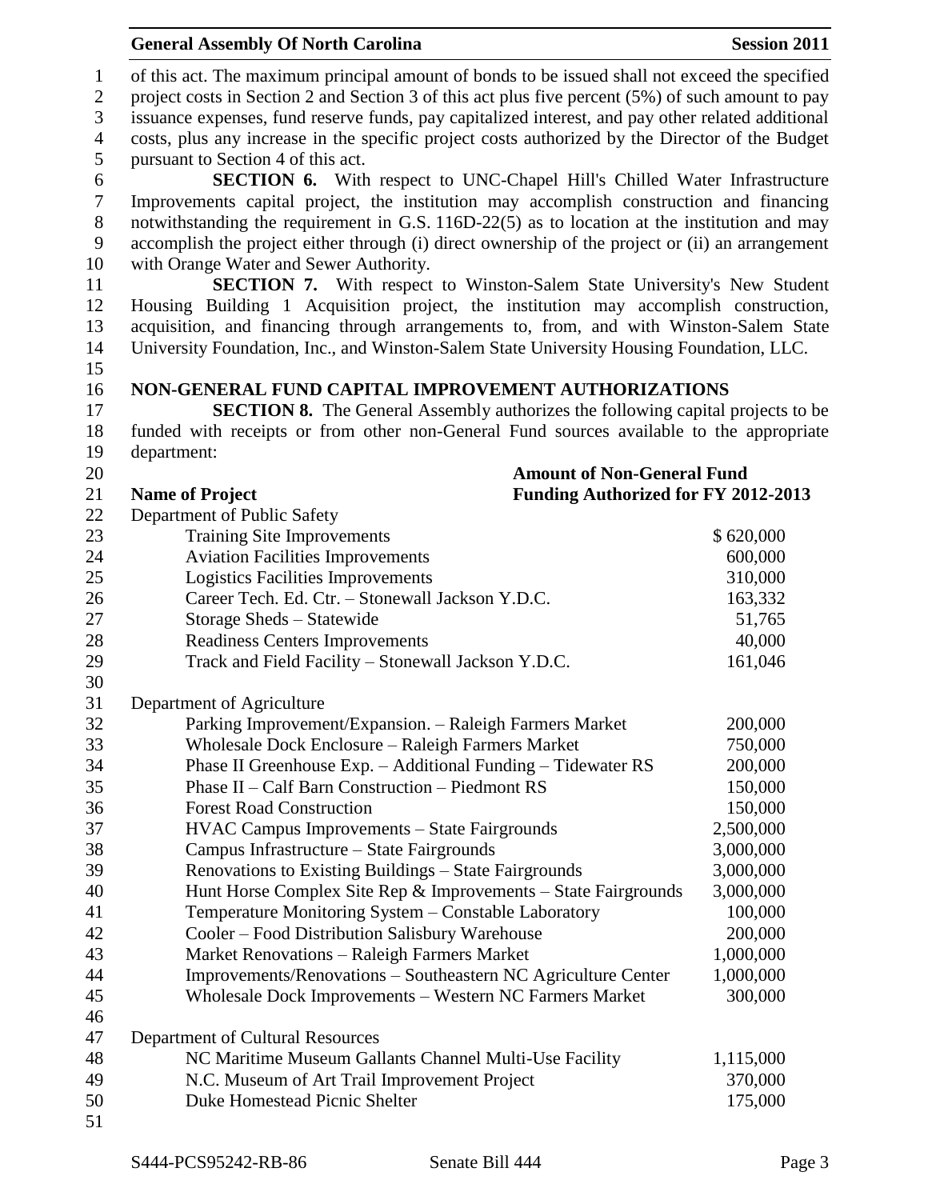of this act. The maximum principal amount of bonds to be issued shall not exceed the specified project costs in Section 2 and Section 3 of this act plus five percent (5%) of such amount to pay issuance expenses, fund reserve funds, pay capitalized interest, and pay other related additional costs, plus any increase in the specific project costs authorized by the Director of the Budget pursuant to Section 4 of this act.

**SECTION 6.** With respect to UNC-Chapel Hill's Chilled Water Infrastructure Improvements capital project, the institution may accomplish construction and financing notwithstanding the requirement in G.S. 116D-22(5) as to location at the institution and may accomplish the project either through (i) direct ownership of the project or (ii) an arrangement with Orange Water and Sewer Authority.

**SECTION 7.** With respect to Winston-Salem State University's New Student Housing Building 1 Acquisition project, the institution may accomplish construction, acquisition, and financing through arrangements to, from, and with Winston-Salem State University Foundation, Inc., and Winston-Salem State University Housing Foundation, LLC.

## NON-GENERAL FUND CAPITAL IMPROVEMENT AUTHORIZATIONS

**SECTION 8.** The General Assembly authorizes the following capital projects to be funded with receipts or from other non-General Fund sources available to the appropriate department:

| Name of Project | Amount of Non-General Fund Funding Authorized for FY 2012-2013 |
|---|---|
| Department of Public Safety | |
| Training Site Improvements | $ 620,000 |
| Aviation Facilities Improvements | 600,000 |
| Logistics Facilities Improvements | 310,000 |
| Career Tech. Ed. Ctr. – Stonewall Jackson Y.D.C. | 163,332 |
| Storage Sheds – Statewide | 51,765 |
| Readiness Centers Improvements | 40,000 |
| Track and Field Facility – Stonewall Jackson Y.D.C. | 161,046 |
| | |
| Department of Agriculture | |
| Parking Improvement/Expansion. – Raleigh Farmers Market | 200,000 |
| Wholesale Dock Enclosure – Raleigh Farmers Market | 750,000 |
| Phase II Greenhouse Exp. – Additional Funding – Tidewater RS | 200,000 |
| Phase II – Calf Barn Construction – Piedmont RS | 150,000 |
| Forest Road Construction | 150,000 |
| HVAC Campus Improvements – State Fairgrounds | 2,500,000 |
| Campus Infrastructure – State Fairgrounds | 3,000,000 |
| Renovations to Existing Buildings – State Fairgrounds | 3,000,000 |
| Hunt Horse Complex Site Rep & Improvements – State Fairgrounds | 3,000,000 |
| Temperature Monitoring System – Constable Laboratory | 100,000 |
| Cooler – Food Distribution Salisbury Warehouse | 200,000 |
| Market Renovations – Raleigh Farmers Market | 1,000,000 |
| Improvements/Renovations – Southeastern NC Agriculture Center | 1,000,000 |
| Wholesale Dock Improvements – Western NC Farmers Market | 300,000 |
| | |
| Department of Cultural Resources | |
| NC Maritime Museum Gallants Channel Multi-Use Facility | 1,115,000 |
| N.C. Museum of Art Trail Improvement Project | 370,000 |
| Duke Homestead Picnic Shelter | 175,000 |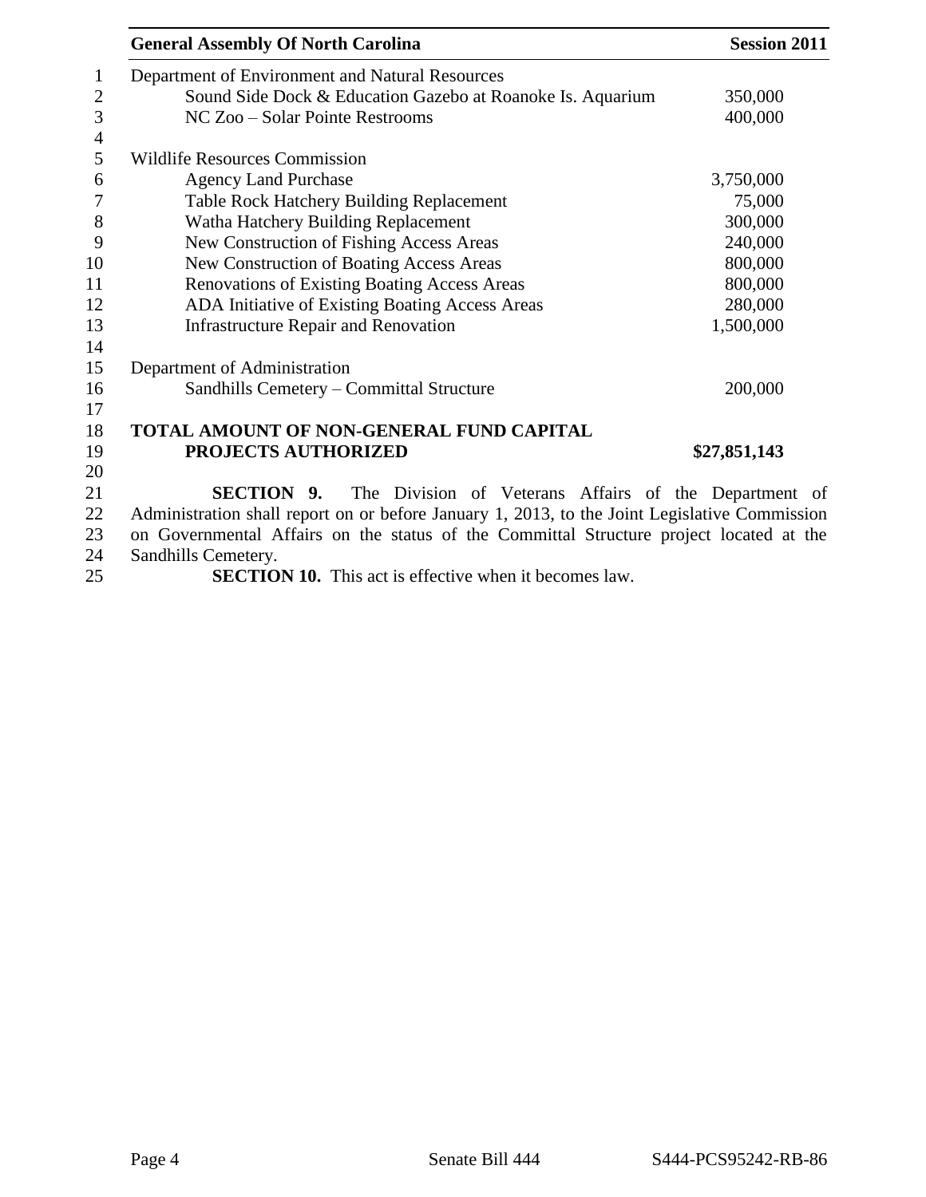| | |
|---|---|
| Department of Environment and Natural Resources | |
| Sound Side Dock & Education Gazebo at Roanoke Is. Aquarium | 350,000 |
| NC Zoo – Solar Pointe Restrooms | 400,000 |
| | |
| Wildlife Resources Commission | |
| Agency Land Purchase | 3,750,000 |
| Table Rock Hatchery Building Replacement | 75,000 |
| Watha Hatchery Building Replacement | 300,000 |
| New Construction of Fishing Access Areas | 240,000 |
| New Construction of Boating Access Areas | 800,000 |
| Renovations of Existing Boating Access Areas | 800,000 |
| ADA Initiative of Existing Boating Access Areas | 280,000 |
| Infrastructure Repair and Renovation | 1,500,000 |
| | |
| Department of Administration | |
| Sandhills Cemetery – Committal Structure | 200,000 |
| | |
| **TOTAL AMOUNT OF NON-GENERAL FUND CAPITAL PROJECTS AUTHORIZED** | **$27,851,143** |

**SECTION 9.** The Division of Veterans Affairs of the Department of Administration shall report on or before January 1, 2013, to the Joint Legislative Commission on Governmental Affairs on the status of the Committal Structure project located at the Sandhills Cemetery.

**SECTION 10.** This act is effective when it becomes law.